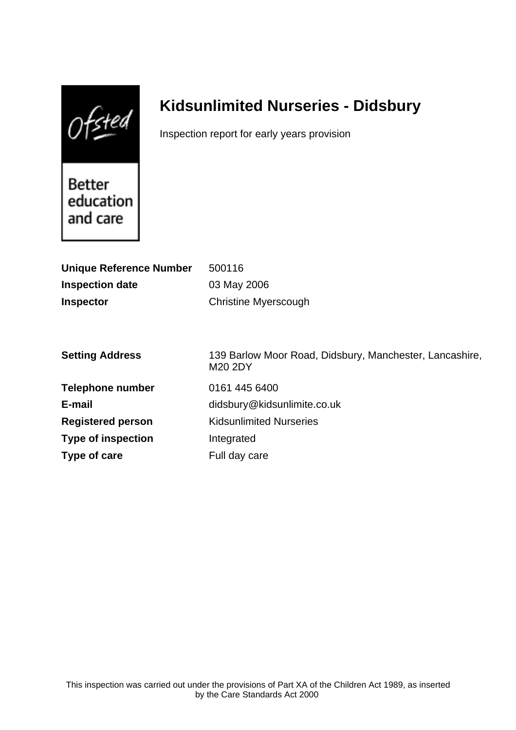Ofsted

Better education and care

# Kidsunlimited Nurseries - Didsbury

Inspection report for early years provision

| | |
|---|---|
| **Unique Reference Number** | 500116 |
| **Inspection date** | 03 May 2006 |
| **Inspector** | Christine Myerscough |

| | |
|---|---|
| **Setting Address** | 139 Barlow Moor Road, Didsbury, Manchester, Lancashire, M20 2DY |
| **Telephone number** | 0161 445 6400 |
| **E-mail** | didsbury@kidsunlimite.co.uk |
| **Registered person** | Kidsunlimited Nurseries |
| **Type of inspection** | Integrated |
| **Type of care** | Full day care |

This inspection was carried out under the provisions of Part XA of the Children Act 1989, as inserted by the Care Standards Act 2000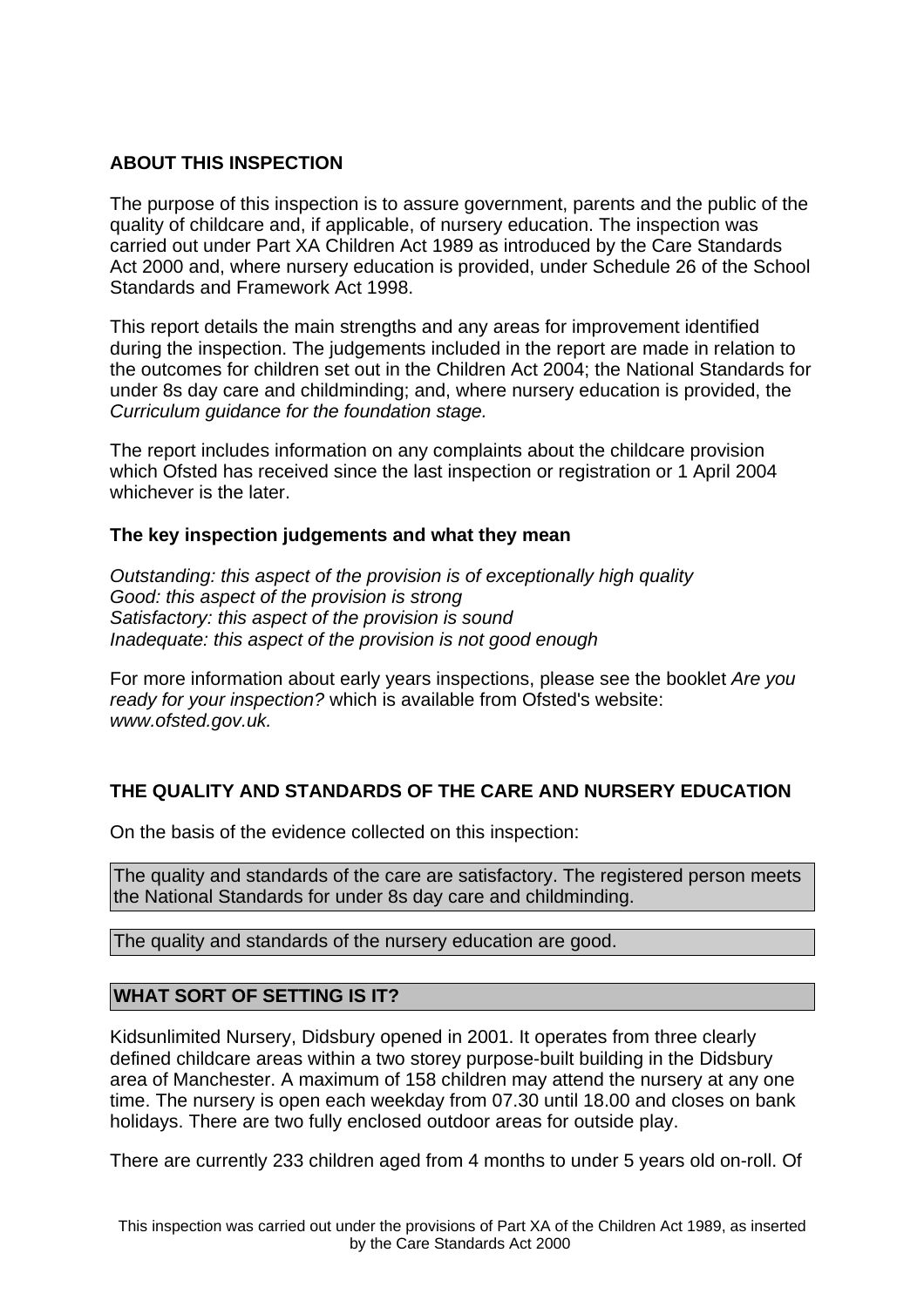## ABOUT THIS INSPECTION

The purpose of this inspection is to assure government, parents and the public of the quality of childcare and, if applicable, of nursery education. The inspection was carried out under Part XA Children Act 1989 as introduced by the Care Standards Act 2000 and, where nursery education is provided, under Schedule 26 of the School Standards and Framework Act 1998.

This report details the main strengths and any areas for improvement identified during the inspection. The judgements included in the report are made in relation to the outcomes for children set out in the Children Act 2004; the National Standards for under 8s day care and childminding; and, where nursery education is provided, the *Curriculum guidance for the foundation stage.*

The report includes information on any complaints about the childcare provision which Ofsted has received since the last inspection or registration or 1 April 2004 whichever is the later.

### The key inspection judgements and what they mean

*Outstanding: this aspect of the provision is of exceptionally high quality*
*Good: this aspect of the provision is strong*
*Satisfactory: this aspect of the provision is sound*
*Inadequate: this aspect of the provision is not good enough*

For more information about early years inspections, please see the booklet *Are you ready for your inspection?* which is available from Ofsted's website: *www.ofsted.gov.uk.*

## THE QUALITY AND STANDARDS OF THE CARE AND NURSERY EDUCATION

On the basis of the evidence collected on this inspection:

The quality and standards of the care are satisfactory. The registered person meets the National Standards for under 8s day care and childminding.

The quality and standards of the nursery education are good.

## WHAT SORT OF SETTING IS IT?

Kidsunlimited Nursery, Didsbury opened in 2001. It operates from three clearly defined childcare areas within a two storey purpose-built building in the Didsbury area of Manchester. A maximum of 158 children may attend the nursery at any one time. The nursery is open each weekday from 07.30 until 18.00 and closes on bank holidays. There are two fully enclosed outdoor areas for outside play.

There are currently 233 children aged from 4 months to under 5 years old on-roll. Of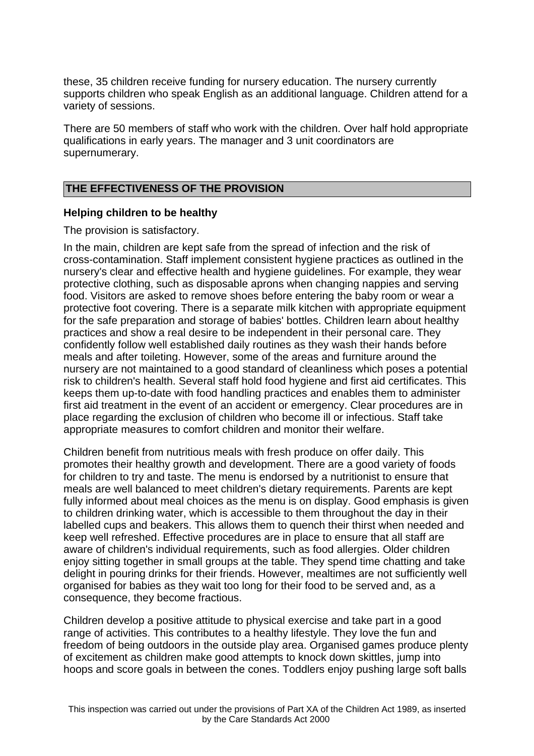these, 35 children receive funding for nursery education. The nursery currently supports children who speak English as an additional language. Children attend for a variety of sessions.

There are 50 members of staff who work with the children. Over half hold appropriate qualifications in early years. The manager and 3 unit coordinators are supernumerary.

## THE EFFECTIVENESS OF THE PROVISION

### Helping children to be healthy

The provision is satisfactory.

In the main, children are kept safe from the spread of infection and the risk of cross-contamination. Staff implement consistent hygiene practices as outlined in the nursery's clear and effective health and hygiene guidelines. For example, they wear protective clothing, such as disposable aprons when changing nappies and serving food. Visitors are asked to remove shoes before entering the baby room or wear a protective foot covering. There is a separate milk kitchen with appropriate equipment for the safe preparation and storage of babies' bottles. Children learn about healthy practices and show a real desire to be independent in their personal care. They confidently follow well established daily routines as they wash their hands before meals and after toileting. However, some of the areas and furniture around the nursery are not maintained to a good standard of cleanliness which poses a potential risk to children's health. Several staff hold food hygiene and first aid certificates. This keeps them up-to-date with food handling practices and enables them to administer first aid treatment in the event of an accident or emergency. Clear procedures are in place regarding the exclusion of children who become ill or infectious. Staff take appropriate measures to comfort children and monitor their welfare.

Children benefit from nutritious meals with fresh produce on offer daily. This promotes their healthy growth and development. There are a good variety of foods for children to try and taste. The menu is endorsed by a nutritionist to ensure that meals are well balanced to meet children's dietary requirements. Parents are kept fully informed about meal choices as the menu is on display. Good emphasis is given to children drinking water, which is accessible to them throughout the day in their labelled cups and beakers. This allows them to quench their thirst when needed and keep well refreshed. Effective procedures are in place to ensure that all staff are aware of children's individual requirements, such as food allergies. Older children enjoy sitting together in small groups at the table. They spend time chatting and take delight in pouring drinks for their friends. However, mealtimes are not sufficiently well organised for babies as they wait too long for their food to be served and, as a consequence, they become fractious.

Children develop a positive attitude to physical exercise and take part in a good range of activities. This contributes to a healthy lifestyle. They love the fun and freedom of being outdoors in the outside play area. Organised games produce plenty of excitement as children make good attempts to knock down skittles, jump into hoops and score goals in between the cones. Toddlers enjoy pushing large soft balls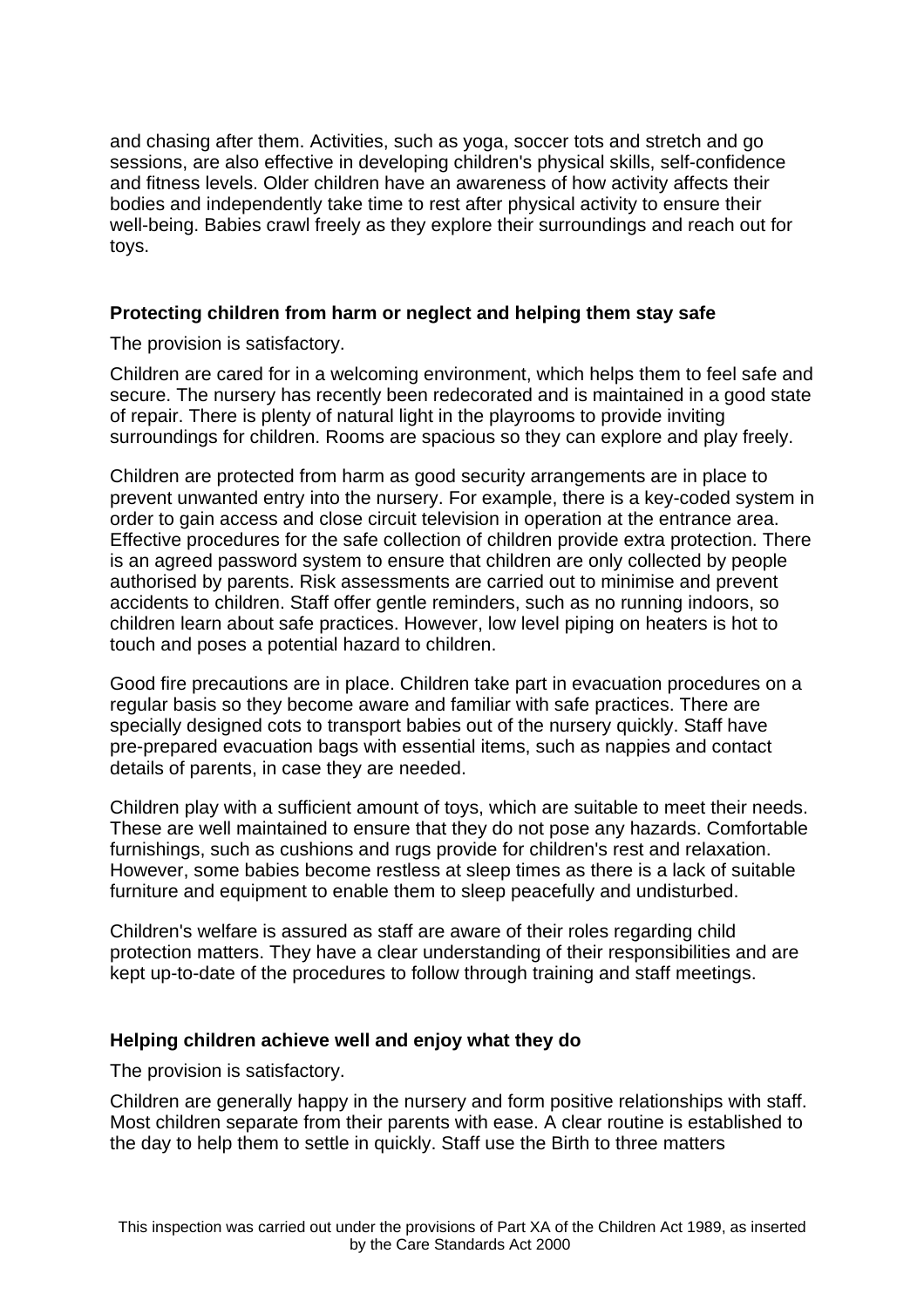and chasing after them. Activities, such as yoga, soccer tots and stretch and go sessions, are also effective in developing children's physical skills, self-confidence and fitness levels. Older children have an awareness of how activity affects their bodies and independently take time to rest after physical activity to ensure their well-being. Babies crawl freely as they explore their surroundings and reach out for toys.

**Protecting children from harm or neglect and helping them stay safe**

The provision is satisfactory.

Children are cared for in a welcoming environment, which helps them to feel safe and secure. The nursery has recently been redecorated and is maintained in a good state of repair. There is plenty of natural light in the playrooms to provide inviting surroundings for children. Rooms are spacious so they can explore and play freely.

Children are protected from harm as good security arrangements are in place to prevent unwanted entry into the nursery. For example, there is a key-coded system in order to gain access and close circuit television in operation at the entrance area. Effective procedures for the safe collection of children provide extra protection. There is an agreed password system to ensure that children are only collected by people authorised by parents. Risk assessments are carried out to minimise and prevent accidents to children. Staff offer gentle reminders, such as no running indoors, so children learn about safe practices. However, low level piping on heaters is hot to touch and poses a potential hazard to children.

Good fire precautions are in place. Children take part in evacuation procedures on a regular basis so they become aware and familiar with safe practices. There are specially designed cots to transport babies out of the nursery quickly. Staff have pre-prepared evacuation bags with essential items, such as nappies and contact details of parents, in case they are needed.

Children play with a sufficient amount of toys, which are suitable to meet their needs. These are well maintained to ensure that they do not pose any hazards. Comfortable furnishings, such as cushions and rugs provide for children's rest and relaxation. However, some babies become restless at sleep times as there is a lack of suitable furniture and equipment to enable them to sleep peacefully and undisturbed.

Children's welfare is assured as staff are aware of their roles regarding child protection matters. They have a clear understanding of their responsibilities and are kept up-to-date of the procedures to follow through training and staff meetings.

**Helping children achieve well and enjoy what they do**

The provision is satisfactory.

Children are generally happy in the nursery and form positive relationships with staff. Most children separate from their parents with ease. A clear routine is established to the day to help them to settle in quickly. Staff use the Birth to three matters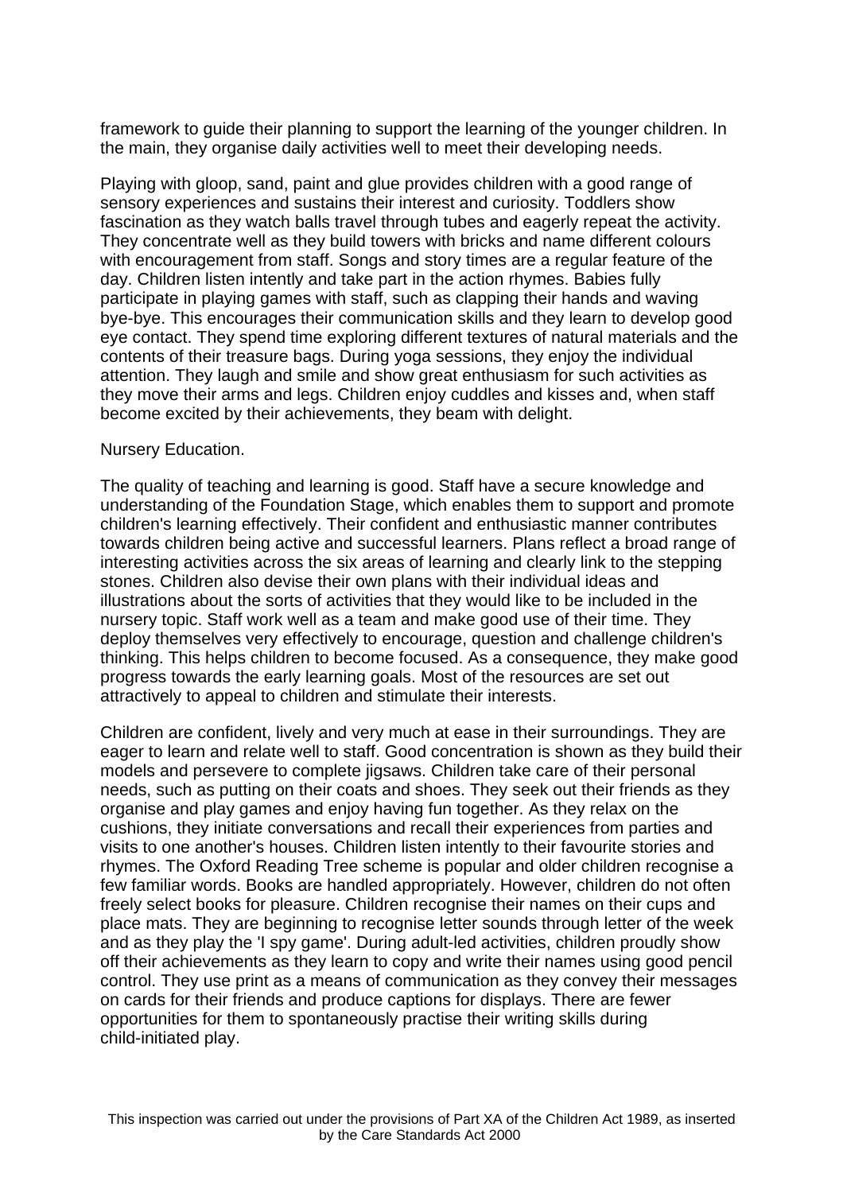framework to guide their planning to support the learning of the younger children. In the main, they organise daily activities well to meet their developing needs.

Playing with gloop, sand, paint and glue provides children with a good range of sensory experiences and sustains their interest and curiosity. Toddlers show fascination as they watch balls travel through tubes and eagerly repeat the activity. They concentrate well as they build towers with bricks and name different colours with encouragement from staff. Songs and story times are a regular feature of the day. Children listen intently and take part in the action rhymes. Babies fully participate in playing games with staff, such as clapping their hands and waving bye-bye. This encourages their communication skills and they learn to develop good eye contact. They spend time exploring different textures of natural materials and the contents of their treasure bags. During yoga sessions, they enjoy the individual attention. They laugh and smile and show great enthusiasm for such activities as they move their arms and legs. Children enjoy cuddles and kisses and, when staff become excited by their achievements, they beam with delight.

Nursery Education.

The quality of teaching and learning is good. Staff have a secure knowledge and understanding of the Foundation Stage, which enables them to support and promote children's learning effectively. Their confident and enthusiastic manner contributes towards children being active and successful learners. Plans reflect a broad range of interesting activities across the six areas of learning and clearly link to the stepping stones. Children also devise their own plans with their individual ideas and illustrations about the sorts of activities that they would like to be included in the nursery topic. Staff work well as a team and make good use of their time. They deploy themselves very effectively to encourage, question and challenge children's thinking. This helps children to become focused. As a consequence, they make good progress towards the early learning goals. Most of the resources are set out attractively to appeal to children and stimulate their interests.

Children are confident, lively and very much at ease in their surroundings. They are eager to learn and relate well to staff. Good concentration is shown as they build their models and persevere to complete jigsaws. Children take care of their personal needs, such as putting on their coats and shoes. They seek out their friends as they organise and play games and enjoy having fun together. As they relax on the cushions, they initiate conversations and recall their experiences from parties and visits to one another's houses. Children listen intently to their favourite stories and rhymes. The Oxford Reading Tree scheme is popular and older children recognise a few familiar words. Books are handled appropriately. However, children do not often freely select books for pleasure. Children recognise their names on their cups and place mats. They are beginning to recognise letter sounds through letter of the week and as they play the 'I spy game'. During adult-led activities, children proudly show off their achievements as they learn to copy and write their names using good pencil control. They use print as a means of communication as they convey their messages on cards for their friends and produce captions for displays. There are fewer opportunities for them to spontaneously practise their writing skills during child-initiated play.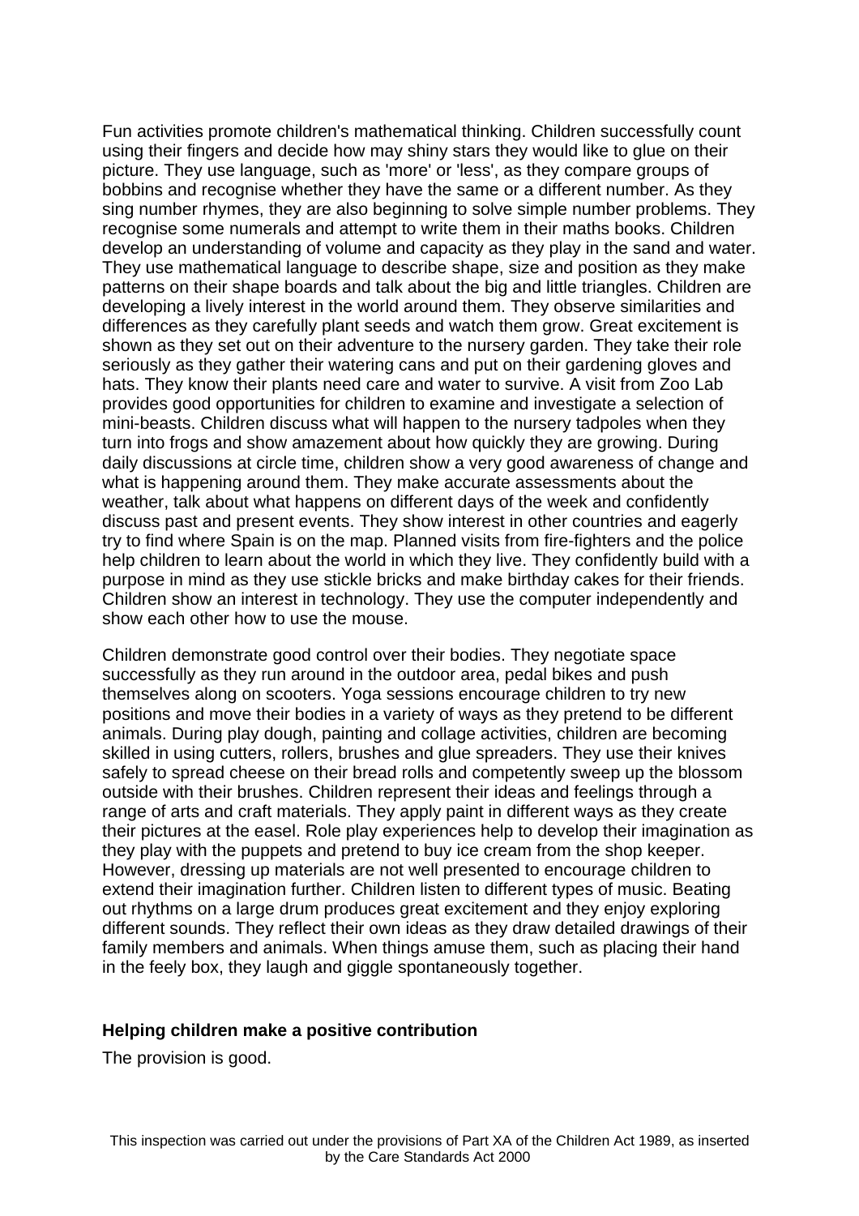Fun activities promote children's mathematical thinking. Children successfully count using their fingers and decide how may shiny stars they would like to glue on their picture. They use language, such as 'more' or 'less', as they compare groups of bobbins and recognise whether they have the same or a different number. As they sing number rhymes, they are also beginning to solve simple number problems. They recognise some numerals and attempt to write them in their maths books. Children develop an understanding of volume and capacity as they play in the sand and water. They use mathematical language to describe shape, size and position as they make patterns on their shape boards and talk about the big and little triangles. Children are developing a lively interest in the world around them. They observe similarities and differences as they carefully plant seeds and watch them grow. Great excitement is shown as they set out on their adventure to the nursery garden. They take their role seriously as they gather their watering cans and put on their gardening gloves and hats. They know their plants need care and water to survive. A visit from Zoo Lab provides good opportunities for children to examine and investigate a selection of mini-beasts. Children discuss what will happen to the nursery tadpoles when they turn into frogs and show amazement about how quickly they are growing. During daily discussions at circle time, children show a very good awareness of change and what is happening around them. They make accurate assessments about the weather, talk about what happens on different days of the week and confidently discuss past and present events. They show interest in other countries and eagerly try to find where Spain is on the map. Planned visits from fire-fighters and the police help children to learn about the world in which they live. They confidently build with a purpose in mind as they use stickle bricks and make birthday cakes for their friends. Children show an interest in technology. They use the computer independently and show each other how to use the mouse.

Children demonstrate good control over their bodies. They negotiate space successfully as they run around in the outdoor area, pedal bikes and push themselves along on scooters. Yoga sessions encourage children to try new positions and move their bodies in a variety of ways as they pretend to be different animals. During play dough, painting and collage activities, children are becoming skilled in using cutters, rollers, brushes and glue spreaders. They use their knives safely to spread cheese on their bread rolls and competently sweep up the blossom outside with their brushes. Children represent their ideas and feelings through a range of arts and craft materials. They apply paint in different ways as they create their pictures at the easel. Role play experiences help to develop their imagination as they play with the puppets and pretend to buy ice cream from the shop keeper. However, dressing up materials are not well presented to encourage children to extend their imagination further. Children listen to different types of music. Beating out rhythms on a large drum produces great excitement and they enjoy exploring different sounds. They reflect their own ideas as they draw detailed drawings of their family members and animals. When things amuse them, such as placing their hand in the feely box, they laugh and giggle spontaneously together.

**Helping children make a positive contribution**

The provision is good.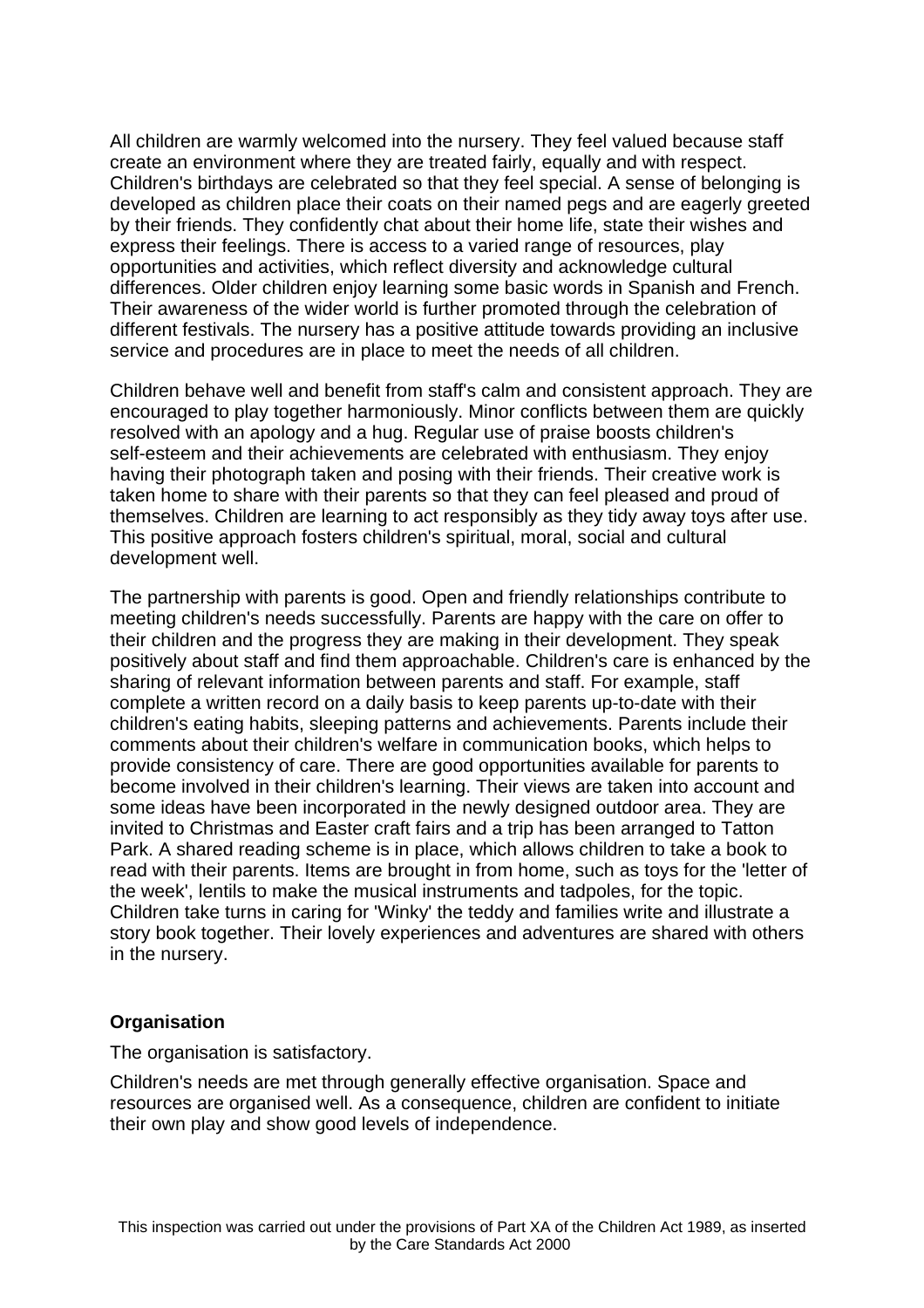All children are warmly welcomed into the nursery. They feel valued because staff create an environment where they are treated fairly, equally and with respect. Children's birthdays are celebrated so that they feel special. A sense of belonging is developed as children place their coats on their named pegs and are eagerly greeted by their friends. They confidently chat about their home life, state their wishes and express their feelings. There is access to a varied range of resources, play opportunities and activities, which reflect diversity and acknowledge cultural differences. Older children enjoy learning some basic words in Spanish and French. Their awareness of the wider world is further promoted through the celebration of different festivals. The nursery has a positive attitude towards providing an inclusive service and procedures are in place to meet the needs of all children.

Children behave well and benefit from staff's calm and consistent approach. They are encouraged to play together harmoniously. Minor conflicts between them are quickly resolved with an apology and a hug. Regular use of praise boosts children's self-esteem and their achievements are celebrated with enthusiasm. They enjoy having their photograph taken and posing with their friends. Their creative work is taken home to share with their parents so that they can feel pleased and proud of themselves. Children are learning to act responsibly as they tidy away toys after use. This positive approach fosters children's spiritual, moral, social and cultural development well.

The partnership with parents is good. Open and friendly relationships contribute to meeting children's needs successfully. Parents are happy with the care on offer to their children and the progress they are making in their development. They speak positively about staff and find them approachable. Children's care is enhanced by the sharing of relevant information between parents and staff. For example, staff complete a written record on a daily basis to keep parents up-to-date with their children's eating habits, sleeping patterns and achievements. Parents include their comments about their children's welfare in communication books, which helps to provide consistency of care. There are good opportunities available for parents to become involved in their children's learning. Their views are taken into account and some ideas have been incorporated in the newly designed outdoor area. They are invited to Christmas and Easter craft fairs and a trip has been arranged to Tatton Park. A shared reading scheme is in place, which allows children to take a book to read with their parents. Items are brought in from home, such as toys for the 'letter of the week', lentils to make the musical instruments and tadpoles, for the topic. Children take turns in caring for 'Winky' the teddy and families write and illustrate a story book together. Their lovely experiences and adventures are shared with others in the nursery.

**Organisation**

The organisation is satisfactory.

Children's needs are met through generally effective organisation. Space and resources are organised well. As a consequence, children are confident to initiate their own play and show good levels of independence.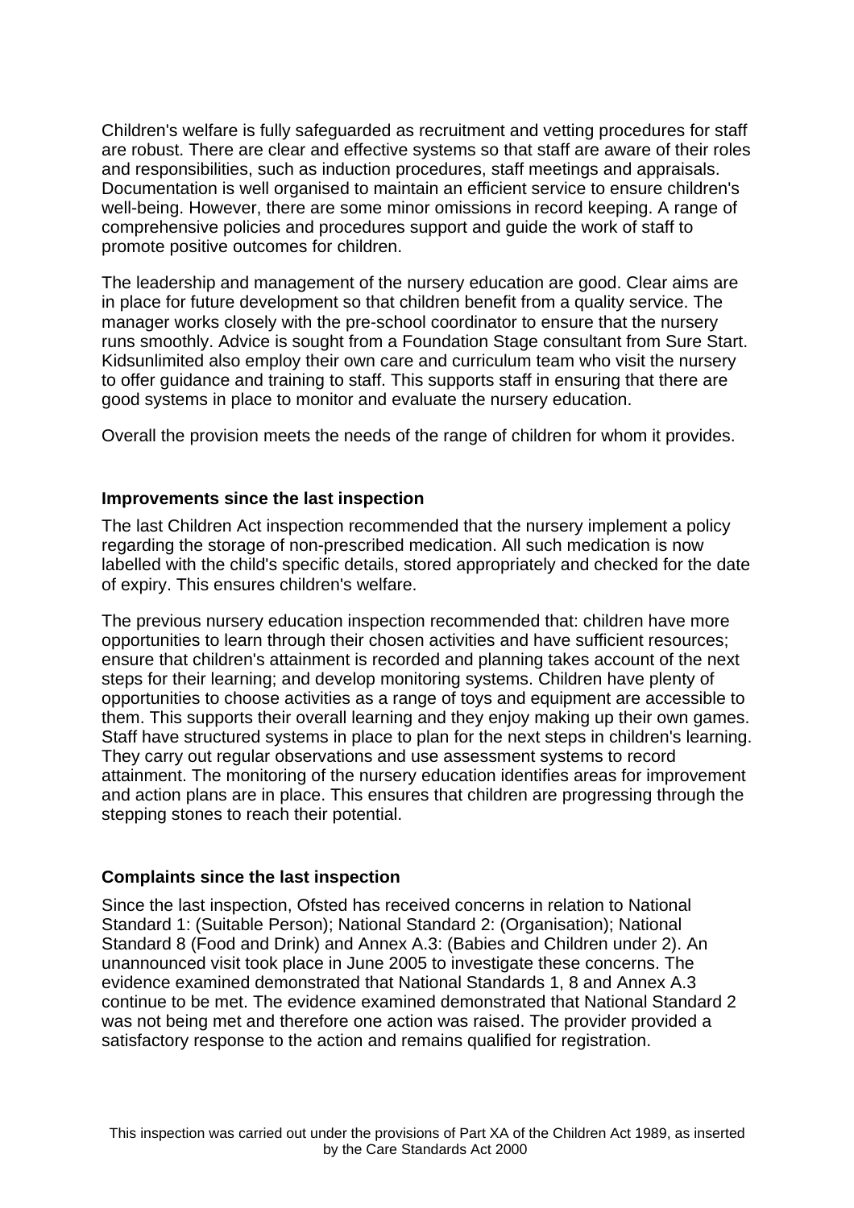Children's welfare is fully safeguarded as recruitment and vetting procedures for staff are robust. There are clear and effective systems so that staff are aware of their roles and responsibilities, such as induction procedures, staff meetings and appraisals. Documentation is well organised to maintain an efficient service to ensure children's well-being. However, there are some minor omissions in record keeping. A range of comprehensive policies and procedures support and guide the work of staff to promote positive outcomes for children.

The leadership and management of the nursery education are good. Clear aims are in place for future development so that children benefit from a quality service. The manager works closely with the pre-school coordinator to ensure that the nursery runs smoothly. Advice is sought from a Foundation Stage consultant from Sure Start. Kidsunlimited also employ their own care and curriculum team who visit the nursery to offer guidance and training to staff. This supports staff in ensuring that there are good systems in place to monitor and evaluate the nursery education.

Overall the provision meets the needs of the range of children for whom it provides.

**Improvements since the last inspection**

The last Children Act inspection recommended that the nursery implement a policy regarding the storage of non-prescribed medication. All such medication is now labelled with the child's specific details, stored appropriately and checked for the date of expiry. This ensures children's welfare.

The previous nursery education inspection recommended that: children have more opportunities to learn through their chosen activities and have sufficient resources; ensure that children's attainment is recorded and planning takes account of the next steps for their learning; and develop monitoring systems. Children have plenty of opportunities to choose activities as a range of toys and equipment are accessible to them. This supports their overall learning and they enjoy making up their own games. Staff have structured systems in place to plan for the next steps in children's learning. They carry out regular observations and use assessment systems to record attainment. The monitoring of the nursery education identifies areas for improvement and action plans are in place. This ensures that children are progressing through the stepping stones to reach their potential.

**Complaints since the last inspection**

Since the last inspection, Ofsted has received concerns in relation to National Standard 1: (Suitable Person); National Standard 2: (Organisation); National Standard 8 (Food and Drink) and Annex A.3: (Babies and Children under 2). An unannounced visit took place in June 2005 to investigate these concerns. The evidence examined demonstrated that National Standards 1, 8 and Annex A.3 continue to be met. The evidence examined demonstrated that National Standard 2 was not being met and therefore one action was raised. The provider provided a satisfactory response to the action and remains qualified for registration.

This inspection was carried out under the provisions of Part XA of the Children Act 1989, as inserted by the Care Standards Act 2000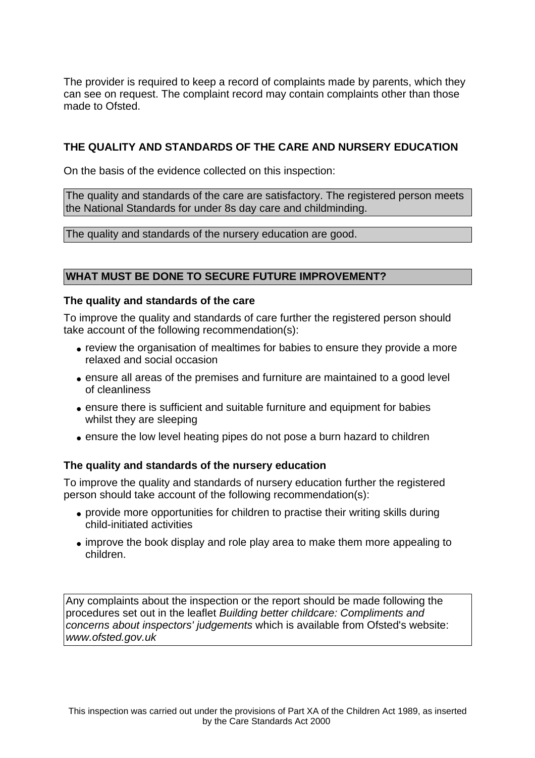The provider is required to keep a record of complaints made by parents, which they can see on request. The complaint record may contain complaints other than those made to Ofsted.

## THE QUALITY AND STANDARDS OF THE CARE AND NURSERY EDUCATION

On the basis of the evidence collected on this inspection:

The quality and standards of the care are satisfactory. The registered person meets the National Standards for under 8s day care and childminding.

The quality and standards of the nursery education are good.

## WHAT MUST BE DONE TO SECURE FUTURE IMPROVEMENT?

### The quality and standards of the care

To improve the quality and standards of care further the registered person should take account of the following recommendation(s):

- review the organisation of mealtimes for babies to ensure they provide a more relaxed and social occasion
- ensure all areas of the premises and furniture are maintained to a good level of cleanliness
- ensure there is sufficient and suitable furniture and equipment for babies whilst they are sleeping
- ensure the low level heating pipes do not pose a burn hazard to children

### The quality and standards of the nursery education

To improve the quality and standards of nursery education further the registered person should take account of the following recommendation(s):

- provide more opportunities for children to practise their writing skills during child-initiated activities
- improve the book display and role play area to make them more appealing to children.

Any complaints about the inspection or the report should be made following the procedures set out in the leaflet *Building better childcare: Compliments and concerns about inspectors' judgements* which is available from Ofsted's website: *www.ofsted.gov.uk*

This inspection was carried out under the provisions of Part XA of the Children Act 1989, as inserted by the Care Standards Act 2000